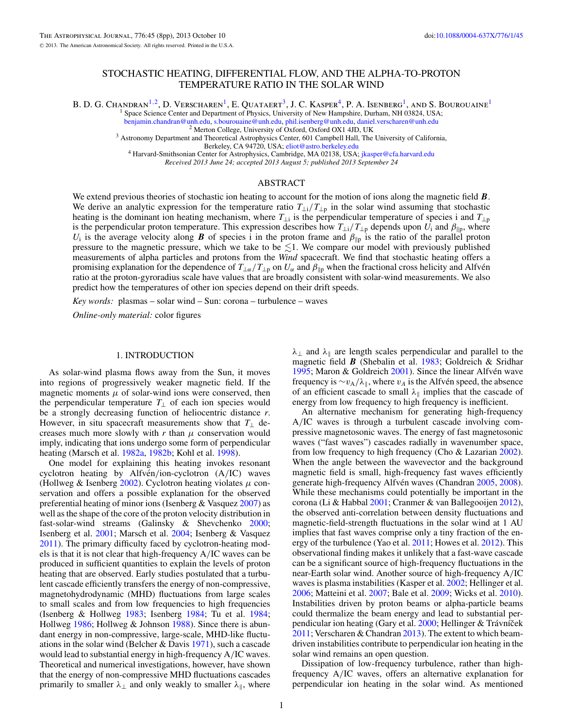# STOCHASTIC HEATING, DIFFERENTIAL FLOW, AND THE ALPHA-TO-PROTON TEMPERATURE RATIO IN THE SOLAR WIND

B. D. G. Chandran[1,2], D. Verscharen[1], E. Quataert[3], J. C. Kasper[4], P. A. Isenberg[1], and S. Bourouaine[1]

[1] Space Science Center and Department of Physics, University of New Hampshire, Durham, NH 03824, USA; benjamin.chandran@unh.edu, s.bourouaine@unh.edu, phil.isenberg@unh.edu, daniel.verscharen@unh.edu

[2] Merton College, University of Oxford, Oxford OX1 4JD, UK

[3] Astronomy Department and Theoretical Astrophysics Center, 601 Campbell Hall, The University of California, Berkeley, CA 94720, USA; eliot@astro.berkeley.edu

[4] Harvard-Smithsonian Center for Astrophysics, Cambridge, MA 02138, USA; jkasper@cfa.harvard.edu

*Received 2013 June 24; accepted 2013 August 5; published 2013 September 24*

## ABSTRACT

We extend previous theories of stochastic ion heating to account for the motion of ions along the magnetic field $\boldsymbol{B}$. We derive an analytic expression for the temperature ratio $T_{\perp \rm i}/T_{\perp \rm p}$ in the solar wind assuming that stochastic heating is the dominant ion heating mechanism, where $T_{\perp \rm i}$ is the perpendicular temperature of species i and $T_{\perp \rm p}$ is the perpendicular proton temperature. This expression describes how $T_{\perp \rm i}/T_{\perp \rm p}$ depends upon $U_{\rm i}$ and $\beta_{\parallel \rm p}$, where $U_{\rm i}$ is the average velocity along $\boldsymbol{B}$ of species i in the proton frame and $\beta_{\parallel \rm p}$ is the ratio of the parallel proton pressure to the magnetic pressure, which we take to be $\lesssim 1$. We compare our model with previously published measurements of alpha particles and protons from the *Wind* spacecraft. We find that stochastic heating offers a promising explanation for the dependence of $T_{\perp \alpha}/T_{\perp \rm p}$ on $U_\alpha$ and $\beta_{\parallel \rm p}$ when the fractional cross helicity and Alfvén ratio at the proton-gyroradius scale have values that are broadly consistent with solar-wind measurements. We also predict how the temperatures of other ion species depend on their drift speeds.

*Key words:* plasmas – solar wind – Sun: corona – turbulence – waves

*Online-only material:* color figures

## 1. INTRODUCTION

As solar-wind plasma flows away from the Sun, it moves into regions of progressively weaker magnetic field. If the magnetic moments $\mu$ of solar-wind ions were conserved, then the perpendicular temperature $T_\perp$ of each ion species would be a strongly decreasing function of heliocentric distance $r$. However, in situ spacecraft measurements show that $T_\perp$ decreases much more slowly with $r$ than $\mu$ conservation would imply, indicating that ions undergo some form of perpendicular heating (Marsch et al. 1982a, 1982b; Kohl et al. 1998).

One model for explaining this heating invokes resonant cyclotron heating by Alfvén/ion-cyclotron (A/IC) waves (Hollweg & Isenberg 2002). Cyclotron heating violates $\mu$ conservation and offers a possible explanation for the observed preferential heating of minor ions (Isenberg & Vasquez 2007) as well as the shape of the core of the proton velocity distribution in fast-solar-wind streams (Galinsky & Shevchenko 2000; Isenberg et al. 2001; Marsch et al. 2004; Isenberg & Vasquez 2011). The primary difficulty faced by cyclotron-heating models is that it is not clear that high-frequency A/IC waves can be produced in sufficient quantities to explain the levels of proton heating that are observed. Early studies postulated that a turbulent cascade efficiently transfers the energy of non-compressive, magnetohydrodynamic (MHD) fluctuations from large scales to small scales and from low frequencies to high frequencies (Isenberg & Hollweg 1983; Isenberg 1984; Tu et al. 1984; Hollweg 1986; Hollweg & Johnson 1988). Since there is abundant energy in non-compressive, large-scale, MHD-like fluctuations in the solar wind (Belcher & Davis 1971), such a cascade would lead to substantial energy in high-frequency A/IC waves. Theoretical and numerical investigations, however, have shown that the energy of non-compressive MHD fluctuations cascades primarily to smaller $\lambda_\perp$ and only weakly to smaller $\lambda_\parallel$, where $\lambda_\perp$ and $\lambda_\parallel$ are length scales perpendicular and parallel to the magnetic field $\boldsymbol{B}$ (Shebalin et al. 1983; Goldreich & Sridhar 1995; Maron & Goldreich 2001). Since the linear Alfvén wave frequency is $\sim v_{\rm A}/\lambda_\parallel$, where $v_A$ is the Alfvén speed, the absence of an efficient cascade to small $\lambda_\parallel$ implies that the cascade of energy from low frequency to high frequency is inefficient.

An alternative mechanism for generating high-frequency A/IC waves is through a turbulent cascade involving compressive magnetosonic waves. The energy of fast magnetosonic waves ("fast waves") cascades radially in wavenumber space, from low frequency to high frequency (Cho & Lazarian 2002). When the angle between the wavevector and the background magnetic field is small, high-frequency fast waves efficiently generate high-frequency Alfvén waves (Chandran 2005, 2008). While these mechanisms could potentially be important in the corona (Li & Habbal 2001; Cranmer & van Ballegooijen 2012), the observed anti-correlation between density fluctuations and magnetic-field-strength fluctuations in the solar wind at 1 AU implies that fast waves comprise only a tiny fraction of the energy of the turbulence (Yao et al. 2011; Howes et al. 2012). This observational finding makes it unlikely that a fast-wave cascade can be a significant source of high-frequency fluctuations in the near-Earth solar wind. Another source of high-frequency A/IC waves is plasma instabilities (Kasper et al. 2002; Hellinger et al. 2006; Matteini et al. 2007; Bale et al. 2009; Wicks et al. 2010). Instabilities driven by proton beams or alpha-particle beams could thermalize the beam energy and lead to substantial perpendicular ion heating (Gary et al. 2000; Hellinger & Trávníček 2011; Verscharen & Chandran 2013). The extent to which beam-driven instabilities contribute to perpendicular ion heating in the solar wind remains an open question.

Dissipation of low-frequency turbulence, rather than high-frequency A/IC waves, offers an alternative explanation for perpendicular ion heating in the solar wind. As mentioned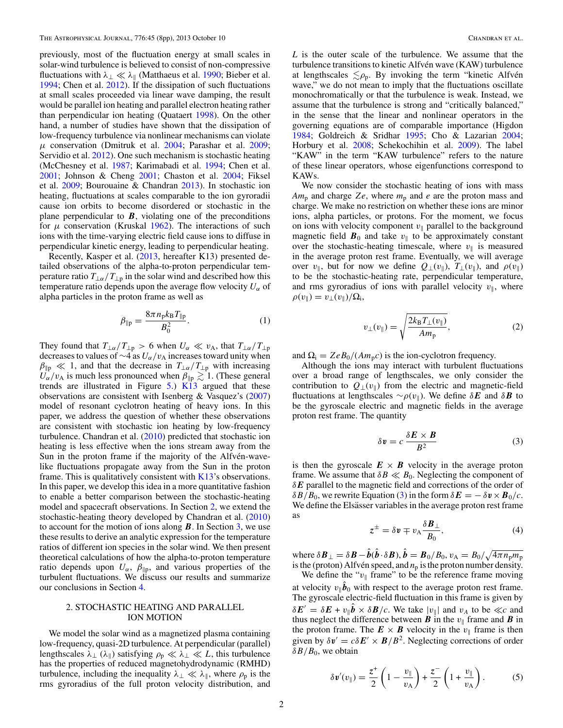previously, most of the fluctuation energy at small scales in solar-wind turbulence is believed to consist of non-compressive fluctuations with $\lambda_\perp \ll \lambda_\|$ (Matthaeus et al. 1990; Bieber et al. 1994; Chen et al. 2012). If the dissipation of such fluctuations at small scales proceeded via linear wave damping, the result would be parallel ion heating and parallel electron heating rather than perpendicular ion heating (Quataert 1998). On the other hand, a number of studies have shown that the dissipation of low-frequency turbulence via nonlinear mechanisms can violate $\mu$ conservation (Dmitruk et al. 2004; Parashar et al. 2009; Servidio et al. 2012). One such mechanism is stochastic heating (McChesney et al. 1987; Karimabadi et al. 1994; Chen et al. 2001; Johnson & Cheng 2001; Chaston et al. 2004; Fiksel et al. 2009; Bourouaine & Chandran 2013). In stochastic ion heating, fluctuations at scales comparable to the ion gyroradii cause ion orbits to become disordered or stochastic in the plane perpendicular to $\boldsymbol{B}$, violating one of the preconditions for $\mu$ conservation (Kruskal 1962). The interactions of such ions with the time-varying electric field cause ions to diffuse in perpendicular kinetic energy, leading to perpendicular heating.

Recently, Kasper et al. (2013, hereafter K13) presented detailed observations of the alpha-to-proton perpendicular temperature ratio $T_{\perp\alpha}/T_{\perp\mathrm{p}}$ in the solar wind and described how this temperature ratio depends upon the average flow velocity $U_\alpha$ of alpha particles in the proton frame as well as

$$\beta_{\|\mathrm{p}} = \frac{8\pi n_\mathrm{p} k_\mathrm{B} T_{\|\mathrm{p}}}{B_0^2}. \tag{1}$$

They found that $T_{\perp\alpha}/T_{\perp\mathrm{p}} > 6$ when $U_\alpha \ll v_\mathrm{A}$, that $T_{\perp\alpha}/T_{\perp\mathrm{p}}$ decreases to values of $\sim$4 as $U_\alpha/v_\mathrm{A}$ increases toward unity when $\beta_{\|\mathrm{p}} \ll 1$, and that the decrease in $T_{\perp\alpha}/T_{\perp\mathrm{p}}$ with increasing $U_\alpha/v_\mathrm{A}$ is much less pronounced when $\beta_{\|\mathrm{p}} \gtrsim 1$. (These general trends are illustrated in Figure 5.) K13 argued that these observations are consistent with Isenberg & Vasquez's (2007) model of resonant cyclotron heating of heavy ions. In this paper, we address the question of whether these observations are consistent with stochastic ion heating by low-frequency turbulence. Chandran et al. (2010) predicted that stochastic ion heating is less effective when the ions stream away from the Sun in the proton frame if the majority of the Alfvén-wave-like fluctuations propagate away from the Sun in the proton frame. This is qualitatively consistent with K13's observations. In this paper, we develop this idea in a more quantitative fashion to enable a better comparison between the stochastic-heating model and spacecraft observations. In Section 2, we extend the stochastic-heating theory developed by Chandran et al. (2010) to account for the motion of ions along $\boldsymbol{B}$. In Section 3, we use these results to derive an analytic expression for the temperature ratios of different ion species in the solar wind. We then present theoretical calculations of how the alpha-to-proton temperature ratio depends upon $U_\alpha$, $\beta_{\|\mathrm{p}}$, and various properties of the turbulent fluctuations. We discuss our results and summarize our conclusions in Section 4.

## 2. STOCHASTIC HEATING AND PARALLEL ION MOTION

We model the solar wind as a magnetized plasma containing low-frequency, quasi-2D turbulence. At perpendicular (parallel) lengthscales $\lambda_\perp$ ($\lambda_\|$) satisfying $\rho_\mathrm{p} \ll \lambda_\perp \ll L$, this turbulence has the properties of reduced magnetohydrodynamic (RMHD) turbulence, including the inequality $\lambda_\perp \ll \lambda_\|$, where $\rho_\mathrm{p}$ is the rms gyroradius of the full proton velocity distribution, and $L$ is the outer scale of the turbulence. We assume that the turbulence transitions to kinetic Alfvén wave (KAW) turbulence at lengthscales $\lesssim \rho_\mathrm{p}$. By invoking the term "kinetic Alfvén wave," we do not mean to imply that the fluctuations oscillate monochromatically or that the turbulence is weak. Instead, we assume that the turbulence is strong and "critically balanced," in the sense that the linear and nonlinear operators in the governing equations are of comparable importance (Higdon 1984; Goldreich & Sridhar 1995; Cho & Lazarian 2004; Horbury et al. 2008; Schekochihin et al. 2009). The label "KAW" in the term "KAW turbulence" refers to the nature of these linear operators, whose eigenfunctions correspond to KAWs.

We now consider the stochastic heating of ions with mass $Am_\mathrm{p}$ and charge $Ze$, where $m_\mathrm{p}$ and $e$ are the proton mass and charge. We make no restriction on whether these ions are minor ions, alpha particles, or protons. For the moment, we focus on ions with velocity component $v_\|$ parallel to the background magnetic field $\boldsymbol{B}_0$ and take $v_\|$ to be approximately constant over the stochastic-heating timescale, where $v_\|$ is measured in the average proton rest frame. Eventually, we will average over $v_\|$, but for now we define $Q_\perp(v_\|)$, $T_\perp(v_\|)$, and $\rho(v_\|)$ to be the stochastic-heating rate, perpendicular temperature, and rms gyroradius of ions with parallel velocity $v_\|$, where $\rho(v_\|) = v_\perp(v_\|)/\Omega_\mathrm{i}$,

$$v_\perp(v_\|) = \sqrt{\frac{2k_\mathrm{B}T_\perp(v_\|)}{Am_\mathrm{p}}}, \tag{2}$$

and $\Omega_\mathrm{i} = ZeB_0/(Am_\mathrm{p}c)$ is the ion-cyclotron frequency.

Although the ions may interact with turbulent fluctuations over a broad range of lengthscales, we only consider the contribution to $Q_\perp(v_\|)$ from the electric and magnetic-field fluctuations at lengthscales $\sim\rho(v_\|)$. We define $\delta\boldsymbol{E}$ and $\delta\boldsymbol{B}$ to be the gyroscale electric and magnetic fields in the average proton rest frame. The quantity

$$\delta\boldsymbol{v} = c\,\frac{\delta\boldsymbol{E}\times\boldsymbol{B}}{B^2} \tag{3}$$

is then the gyroscale $\boldsymbol{E}\times\boldsymbol{B}$ velocity in the average proton frame. We assume that $\delta B \ll B_0$. Neglecting the component of $\delta\boldsymbol{E}$ parallel to the magnetic field and corrections of the order of $\delta B/B_0$, we rewrite Equation (3) in the form $\delta\boldsymbol{E} = -\delta\boldsymbol{v}\times\boldsymbol{B}_0/c$. We define the Elsässer variables in the average proton rest frame as

$$\boldsymbol{z}^\pm = \delta\boldsymbol{v} \mp v_\mathrm{A}\frac{\delta\boldsymbol{B}_\perp}{B_0}, \tag{4}$$

where $\delta\boldsymbol{B}_\perp = \delta\boldsymbol{B} - \hat{\boldsymbol{b}}(\hat{\boldsymbol{b}}\cdot\delta\boldsymbol{B})$, $\hat{\boldsymbol{b}} = \boldsymbol{B}_0/B_0$, $v_\mathrm{A} = B_0/\sqrt{4\pi n_\mathrm{p} m_\mathrm{p}}$ is the (proton) Alfvén speed, and $n_\mathrm{p}$ is the proton number density.

We define the "$v_\|$ frame" to be the reference frame moving at velocity $v_\|\hat{\boldsymbol{b}}_0$ with respect to the average proton rest frame. The gyroscale electric-field fluctuation in this frame is given by $\delta\boldsymbol{E}' = \delta\boldsymbol{E} + v_\|\hat{\boldsymbol{b}}\times\delta\boldsymbol{B}/c$. We take $|v_\||$ and $v_A$ to be $\ll c$ and thus neglect the difference between $\boldsymbol{B}$ in the $v_\|$ frame and $\boldsymbol{B}$ in the proton frame. The $\boldsymbol{E}\times\boldsymbol{B}$ velocity in the $v_\|$ frame is then given by $\delta\boldsymbol{v}' = c\delta\boldsymbol{E}'\times\boldsymbol{B}/B^2$. Neglecting corrections of order $\delta B/B_0$, we obtain

$$\delta\boldsymbol{v}'(v_\|) = \frac{\boldsymbol{z}^+}{2}\left(1 - \frac{v_\|}{v_\mathrm{A}}\right) + \frac{\boldsymbol{z}^-}{2}\left(1 + \frac{v_\|}{v_\mathrm{A}}\right). \tag{5}$$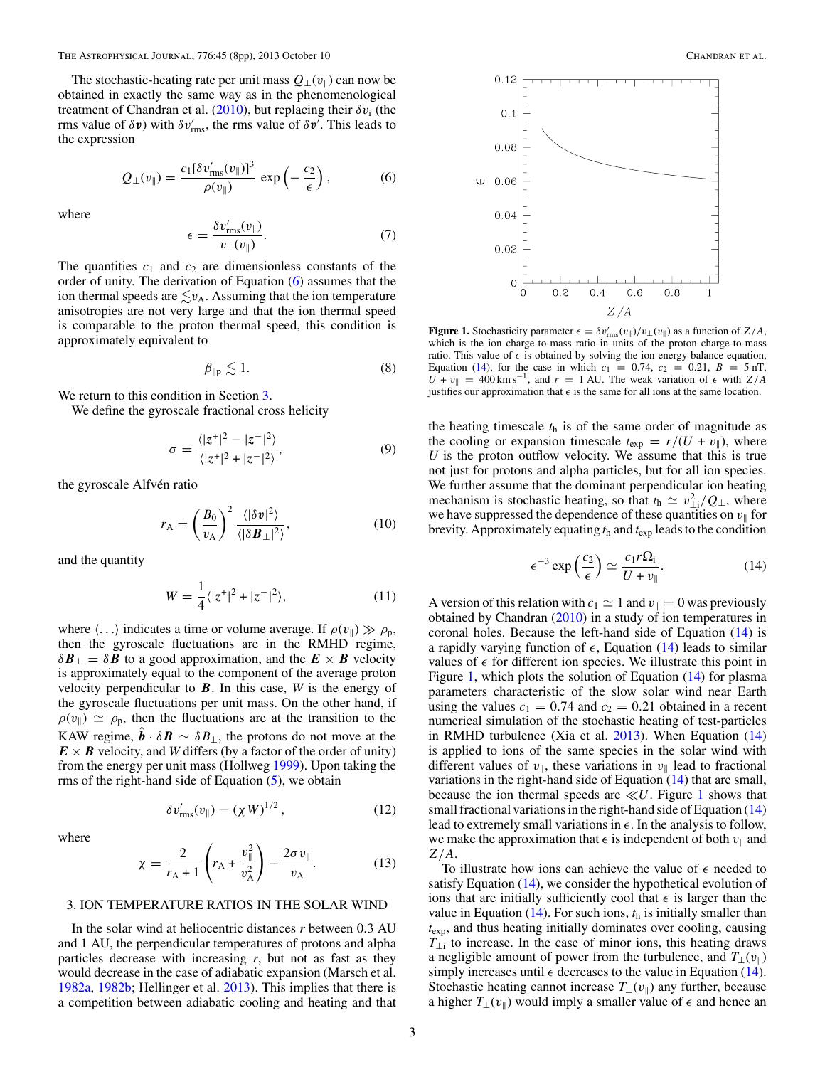The stochastic-heating rate per unit mass $Q_\perp(v_\parallel)$ can now be obtained in exactly the same way as in the phenomenological treatment of Chandran et al. (2010), but replacing their $\delta v_{\rm i}$ (the rms value of $\delta \boldsymbol{v}$) with $\delta v'_{\rm rms}$, the rms value of $\delta \boldsymbol{v}'$. This leads to the expression

$$Q_\perp(v_\parallel) = \frac{c_1[\delta v'_{\rm rms}(v_\parallel)]^3}{\rho(v_\parallel)} \exp\left(-\frac{c_2}{\epsilon}\right), \tag{6}$$

where

$$\epsilon = \frac{\delta v'_{\rm rms}(v_\parallel)}{v_\perp(v_\parallel)}. \tag{7}$$

The quantities $c_1$ and $c_2$ are dimensionless constants of the order of unity. The derivation of Equation (6) assumes that the ion thermal speeds are $\lesssim v_{\rm A}$. Assuming that the ion temperature anisotropies are not very large and that the ion thermal speed is comparable to the proton thermal speed, this condition is approximately equivalent to

$$\beta_{\parallel \rm p} \lesssim 1. \tag{8}$$

We return to this condition in Section 3.

We define the gyroscale fractional cross helicity

$$\sigma = \frac{\langle |z^+|^2 - |z^-|^2 \rangle}{\langle |z^+|^2 + |z^-|^2 \rangle}, \tag{9}$$

the gyroscale Alfvén ratio

$$r_{\rm A} = \left(\frac{B_0}{v_{\rm A}}\right)^2 \frac{\langle |\delta \boldsymbol{v}|^2 \rangle}{\langle |\delta \boldsymbol{B}_\perp|^2 \rangle}, \tag{10}$$

and the quantity

$$W = \frac{1}{4}\langle |z^+|^2 + |z^-|^2 \rangle, \tag{11}$$

where $\langle \ldots \rangle$ indicates a time or volume average. If $\rho(v_\parallel) \gg \rho_{\rm p}$, then the gyroscale fluctuations are in the RMHD regime, $\delta \boldsymbol{B}_\perp = \delta \boldsymbol{B}$ to a good approximation, and the $\boldsymbol{E} \times \boldsymbol{B}$ velocity is approximately equal to the component of the average proton velocity perpendicular to $\boldsymbol{B}$. In this case, $W$ is the energy of the gyroscale fluctuations per unit mass. On the other hand, if $\rho(v_\parallel) \simeq \rho_{\rm p}$, then the fluctuations are at the transition to the KAW regime, $\hat{\boldsymbol{b}} \cdot \delta \boldsymbol{B} \sim \delta B_\perp$, the protons do not move at the $\boldsymbol{E} \times \boldsymbol{B}$ velocity, and $W$ differs (by a factor of the order of unity) from the energy per unit mass (Hollweg 1999). Upon taking the rms of the right-hand side of Equation (5), we obtain

$$\delta v'_{\rm rms}(v_\parallel) = (\chi W)^{1/2}, \tag{12}$$

where

$$\chi = \frac{2}{r_{\rm A} + 1}\left(r_{\rm A} + \frac{v_\parallel^2}{v_{\rm A}^2}\right) - \frac{2\sigma v_\parallel}{v_{\rm A}}. \tag{13}$$

## 3. ION TEMPERATURE RATIOS IN THE SOLAR WIND

In the solar wind at heliocentric distances $r$ between 0.3 AU and 1 AU, the perpendicular temperatures of protons and alpha particles decrease with increasing $r$, but not as fast as they would decrease in the case of adiabatic expansion (Marsch et al. 1982a, 1982b; Hellinger et al. 2013). This implies that there is a competition between adiabatic cooling and heating and that the heating timescale $t_{\rm h}$ is of the same order of magnitude as the cooling or expansion timescale $t_{\rm exp} = r/(U + v_\parallel)$, where $U$ is the proton outflow velocity. We assume that this is true not just for protons and alpha particles, but for all ion species. We further assume that the dominant perpendicular ion heating mechanism is stochastic heating, so that $t_{\rm h} \simeq v_{\perp \rm i}^2/Q_\perp$, where we have suppressed the dependence of these quantities on $v_\parallel$ for brevity. Approximately equating $t_{\rm h}$ and $t_{\rm exp}$ leads to the condition

$$\epsilon^{-3} \exp\left(\frac{c_2}{\epsilon}\right) \simeq \frac{c_1 r \Omega_{\rm i}}{U + v_\parallel}. \tag{14}$$

A version of this relation with $c_1 \simeq 1$ and $v_\parallel = 0$ was previously obtained by Chandran (2010) in a study of ion temperatures in coronal holes. Because the left-hand side of Equation (14) is a rapidly varying function of $\epsilon$, Equation (14) leads to similar values of $\epsilon$ for different ion species. We illustrate this point in Figure 1, which plots the solution of Equation (14) for plasma parameters characteristic of the slow solar wind near Earth using the values $c_1 = 0.74$ and $c_2 = 0.21$ obtained in a recent numerical simulation of the stochastic heating of test-particles in RMHD turbulence (Xia et al. 2013). When Equation (14) is applied to ions of the same species in the solar wind with different values of $v_\parallel$, these variations in $v_\parallel$ lead to fractional variations in the right-hand side of Equation (14) that are small, because the ion thermal speeds are $\ll U$. Figure 1 shows that small fractional variations in the right-hand side of Equation (14) lead to extremely small variations in $\epsilon$. In the analysis to follow, we make the approximation that $\epsilon$ is independent of both $v_\parallel$ and $Z/A$.

**Figure 1.** Stochasticity parameter $\epsilon = \delta v'_{\rm rms}(v_\parallel)/v_\perp(v_\parallel)$ as a function of $Z/A$, which is the ion charge-to-mass ratio in units of the proton charge-to-mass ratio. This value of $\epsilon$ is obtained by solving the ion energy balance equation, Equation (14), for the case in which $c_1 = 0.74$, $c_2 = 0.21$, $B = 5$ nT, $U + v_\parallel = 400\,{\rm km\,s^{-1}}$, and $r = 1$ AU. The weak variation of $\epsilon$ with $Z/A$ justifies our approximation that $\epsilon$ is the same for all ions at the same location.

To illustrate how ions can achieve the value of $\epsilon$ needed to satisfy Equation (14), we consider the hypothetical evolution of ions that are initially sufficiently cool that $\epsilon$ is larger than the value in Equation (14). For such ions, $t_{\rm h}$ is initially smaller than $t_{\rm exp}$, and thus heating initially dominates over cooling, causing $T_{\perp \rm i}$ to increase. In the case of minor ions, this heating draws a negligible amount of power from the turbulence, and $T_\perp(v_\parallel)$ simply increases until $\epsilon$ decreases to the value in Equation (14). Stochastic heating cannot increase $T_\perp(v_\parallel)$ any further, because a higher $T_\perp(v_\parallel)$ would imply a smaller value of $\epsilon$ and hence an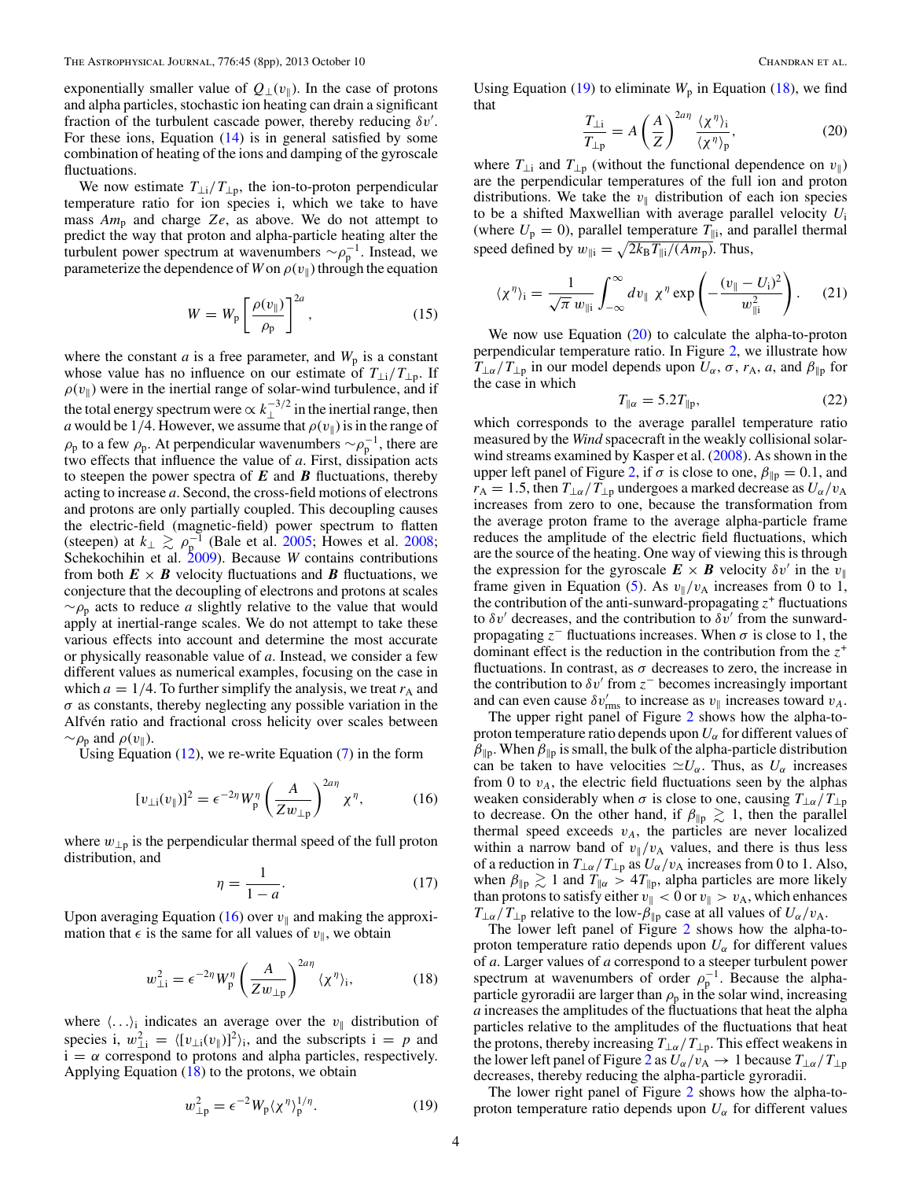exponentially smaller value of $Q_\perp(v_\parallel)$. In the case of protons and alpha particles, stochastic ion heating can drain a significant fraction of the turbulent cascade power, thereby reducing $\delta v'$. For these ions, Equation (14) is in general satisfied by some combination of heating of the ions and damping of the gyroscale fluctuations.

We now estimate $T_{\perp i}/T_{\perp p}$, the ion-to-proton perpendicular temperature ratio for ion species i, which we take to have mass $Am_p$ and charge $Ze$, as above. We do not attempt to predict the way that proton and alpha-particle heating alter the turbulent power spectrum at wavenumbers $\sim\rho_p^{-1}$. Instead, we parameterize the dependence of $W$ on $\rho(v_\parallel)$ through the equation

$$W = W_p \left[\frac{\rho(v_\parallel)}{\rho_p}\right]^{2a}, \tag{15}$$

where the constant $a$ is a free parameter, and $W_p$ is a constant whose value has no influence on our estimate of $T_{\perp i}/T_{\perp p}$. If $\rho(v_\parallel)$ were in the inertial range of solar-wind turbulence, and if the total energy spectrum were $\propto k_\perp^{-3/2}$ in the inertial range, then $a$ would be 1/4. However, we assume that $\rho(v_\parallel)$ is in the range of $\rho_p$ to a few $\rho_p$. At perpendicular wavenumbers $\sim\rho_p^{-1}$, there are two effects that influence the value of $a$. First, dissipation acts to steepen the power spectra of $\boldsymbol{E}$ and $\boldsymbol{B}$ fluctuations, thereby acting to increase $a$. Second, the cross-field motions of electrons and protons are only partially coupled. This decoupling causes the electric-field (magnetic-field) power spectrum to flatten (steepen) at $k_\perp \gtrsim \rho_p^{-1}$ (Bale et al. 2005; Howes et al. 2008; Schekochihin et al. 2009). Because $W$ contains contributions from both $\boldsymbol{E}\times\boldsymbol{B}$ velocity fluctuations and $\boldsymbol{B}$ fluctuations, we conjecture that the decoupling of electrons and protons at scales $\sim\rho_p$ acts to reduce $a$ slightly relative to the value that would apply at inertial-range scales. We do not attempt to take these various effects into account and determine the most accurate or physically reasonable value of $a$. Instead, we consider a few different values as numerical examples, focusing on the case in which $a = 1/4$. To further simplify the analysis, we treat $r_A$ and $\sigma$ as constants, thereby neglecting any possible variation in the Alfvén ratio and fractional cross helicity over scales between $\sim\rho_p$ and $\rho(v_\parallel)$.

Using Equation (12), we re-write Equation (7) in the form

$$[v_{\perp i}(v_\parallel)]^2 = \epsilon^{-2\eta} W_p^\eta \left(\frac{A}{Zw_{\perp p}}\right)^{2a\eta} \chi^\eta, \tag{16}$$

where $w_{\perp p}$ is the perpendicular thermal speed of the full proton distribution, and

$$\eta = \frac{1}{1-a}. \tag{17}$$

Upon averaging Equation (16) over $v_\parallel$ and making the approximation that $\epsilon$ is the same for all values of $v_\parallel$, we obtain

$$w_{\perp i}^2 = \epsilon^{-2\eta} W_p^\eta \left(\frac{A}{Zw_{\perp p}}\right)^{2a\eta} \langle\chi^\eta\rangle_i, \tag{18}$$

where $\langle\ldots\rangle_i$ indicates an average over the $v_\parallel$ distribution of species i, $w_{\perp i}^2 = \langle[v_{\perp i}(v_\parallel)]^2\rangle_i$, and the subscripts i $= p$ and i $= \alpha$ correspond to protons and alpha particles, respectively. Applying Equation (18) to the protons, we obtain

$$w_{\perp p}^2 = \epsilon^{-2} W_p \langle\chi^\eta\rangle_p^{1/\eta}. \tag{19}$$

Using Equation (19) to eliminate $W_p$ in Equation (18), we find that

$$\frac{T_{\perp i}}{T_{\perp p}} = A\left(\frac{A}{Z}\right)^{2a\eta} \frac{\langle\chi^\eta\rangle_i}{\langle\chi^\eta\rangle_p}, \tag{20}$$

where $T_{\perp i}$ and $T_{\perp p}$ (without the functional dependence on $v_\parallel$) are the perpendicular temperatures of the full ion and proton distributions. We take the $v_\parallel$ distribution of each ion species to be a shifted Maxwellian with average parallel velocity $U_i$ (where $U_p = 0$), parallel temperature $T_{\parallel i}$, and parallel thermal speed defined by $w_{\parallel i} = \sqrt{2k_B T_{\parallel i}/(Am_p)}$. Thus,

$$\langle\chi^\eta\rangle_i = \frac{1}{\sqrt{\pi}\, w_{\parallel i}} \int_{-\infty}^{\infty} dv_\parallel\ \chi^\eta \exp\left(-\frac{(v_\parallel - U_i)^2}{w_{\parallel i}^2}\right). \tag{21}$$

We now use Equation (20) to calculate the alpha-to-proton perpendicular temperature ratio. In Figure 2, we illustrate how $T_{\perp\alpha}/T_{\perp p}$ in our model depends upon $U_\alpha$, $\sigma$, $r_A$, $a$, and $\beta_{\parallel p}$ for the case in which

$$T_{\parallel\alpha} = 5.2 T_{\parallel p}, \tag{22}$$

which corresponds to the average parallel temperature ratio measured by the *Wind* spacecraft in the weakly collisional solar-wind streams examined by Kasper et al. (2008). As shown in the upper left panel of Figure 2, if $\sigma$ is close to one, $\beta_{\parallel p} = 0.1$, and $r_A = 1.5$, then $T_{\perp\alpha}/T_{\perp p}$ undergoes a marked decrease as $U_\alpha/v_A$ increases from zero to one, because the transformation from the average proton frame to the average alpha-particle frame reduces the amplitude of the electric field fluctuations, which are the source of the heating. One way of viewing this is through the expression for the gyroscale $\boldsymbol{E}\times\boldsymbol{B}$ velocity $\delta v'$ in the $v_\parallel$ frame given in Equation (5). As $v_\parallel/v_A$ increases from 0 to 1, the contribution of the anti-sunward-propagating $z^+$ fluctuations to $\delta v'$ decreases, and the contribution to $\delta v'$ from the sunward-propagating $z^-$ fluctuations increases. When $\sigma$ is close to 1, the dominant effect is the reduction in the contribution from the $z^+$ fluctuations. In contrast, as $\sigma$ decreases to zero, the increase in the contribution to $\delta v'$ from $z^-$ becomes increasingly important and can even cause $\delta v'_{\rm rms}$ to increase as $v_\parallel$ increases toward $v_A$.

The upper right panel of Figure 2 shows how the alpha-to-proton temperature ratio depends upon $U_\alpha$ for different values of $\beta_{\parallel p}$. When $\beta_{\parallel p}$ is small, the bulk of the alpha-particle distribution can be taken to have velocities $\simeq U_\alpha$. Thus, as $U_\alpha$ increases from 0 to $v_A$, the electric field fluctuations seen by the alphas weaken considerably when $\sigma$ is close to one, causing $T_{\perp\alpha}/T_{\perp p}$ to decrease. On the other hand, if $\beta_{\parallel p} \gtrsim 1$, then the parallel thermal speed exceeds $v_A$, the particles are never localized within a narrow band of $v_\parallel/v_A$ values, and there is thus less of a reduction in $T_{\perp\alpha}/T_{\perp p}$ as $U_\alpha/v_A$ increases from 0 to 1. Also, when $\beta_{\parallel p} \gtrsim 1$ and $T_{\parallel\alpha} > 4T_{\parallel p}$, alpha particles are more likely than protons to satisfy either $v_\parallel < 0$ or $v_\parallel > v_A$, which enhances $T_{\perp\alpha}/T_{\perp p}$ relative to the low-$\beta_{\parallel p}$ case at all values of $U_\alpha/v_A$.

The lower left panel of Figure 2 shows how the alpha-to-proton temperature ratio depends upon $U_\alpha$ for different values of $a$. Larger values of $a$ correspond to a steeper turbulent power spectrum at wavenumbers of order $\rho_p^{-1}$. Because the alpha-particle gyroradii are larger than $\rho_p$ in the solar wind, increasing $a$ increases the amplitudes of the fluctuations that heat the alpha particles relative to the amplitudes of the fluctuations that heat the protons, thereby increasing $T_{\perp\alpha}/T_{\perp p}$. This effect weakens in the lower left panel of Figure 2 as $U_\alpha/v_A \to 1$ because $T_{\perp\alpha}/T_{\perp p}$ decreases, thereby reducing the alpha-particle gyroradii.

The lower right panel of Figure 2 shows how the alpha-to-proton temperature ratio depends upon $U_\alpha$ for different values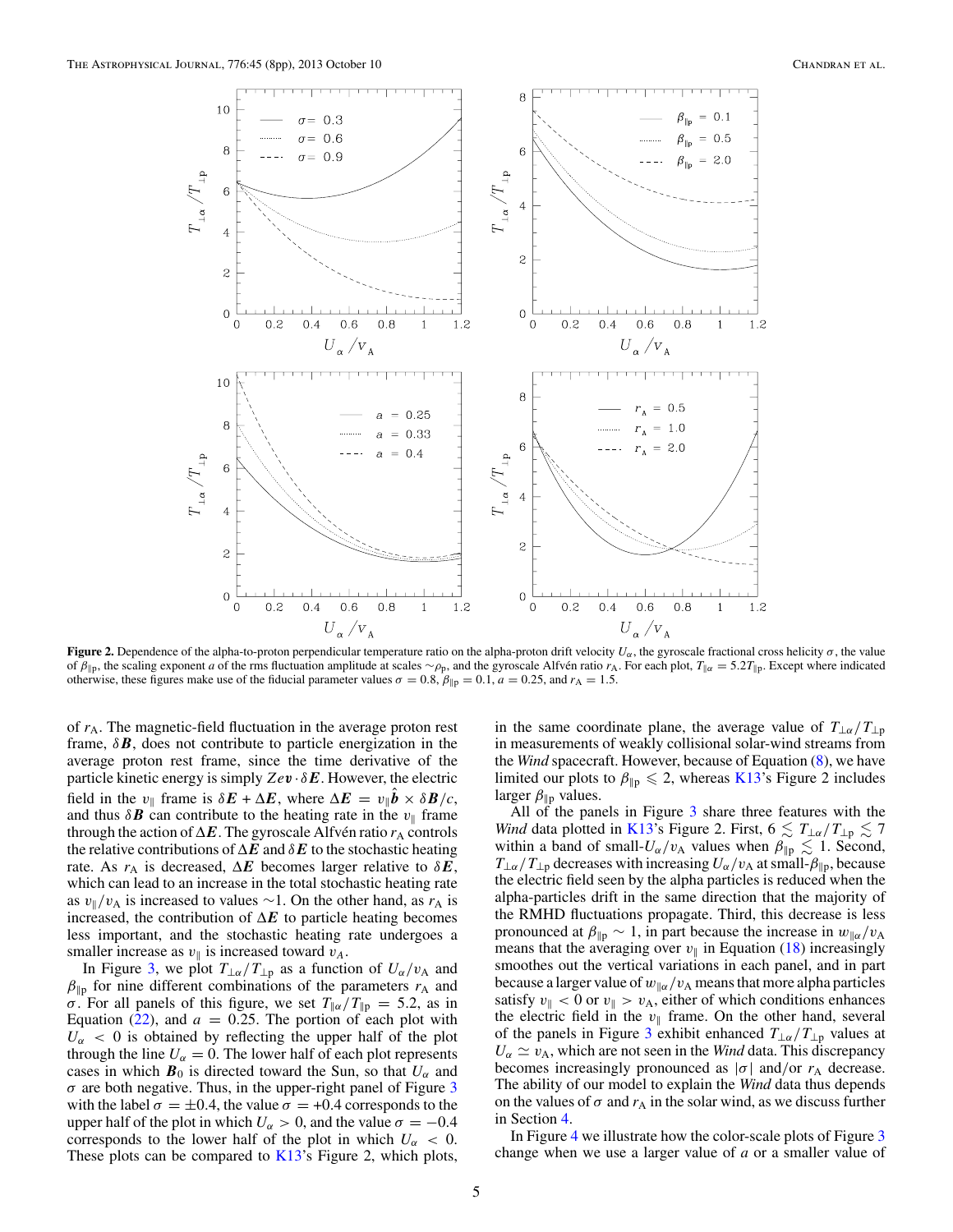**Figure 2.** Dependence of the alpha-to-proton perpendicular temperature ratio on the alpha-proton drift velocity $U_\alpha$, the gyroscale fractional cross helicity $\sigma$, the value of $\beta_{\parallel p}$, the scaling exponent $a$ of the rms fluctuation amplitude at scales $\sim\rho_p$, and the gyroscale Alfvén ratio $r_A$. For each plot, $T_{\parallel\alpha} = 5.2T_{\parallel p}$. Except where indicated otherwise, these figures make use of the fiducial parameter values $\sigma = 0.8$, $\beta_{\parallel p} = 0.1$, $a = 0.25$, and $r_A = 1.5$.

of $r_A$. The magnetic-field fluctuation in the average proton rest frame, $\delta\boldsymbol{B}$, does not contribute to particle energization in the average proton rest frame, since the time derivative of the particle kinetic energy is simply $Ze\boldsymbol{v} \cdot \delta\boldsymbol{E}$. However, the electric field in the $v_\parallel$ frame is $\delta\boldsymbol{E} + \Delta\boldsymbol{E}$, where $\Delta\boldsymbol{E} = v_\parallel \hat{\boldsymbol{b}} \times \delta\boldsymbol{B}/c$, and thus $\delta\boldsymbol{B}$ can contribute to the heating rate in the $v_\parallel$ frame through the action of $\Delta\boldsymbol{E}$. The gyroscale Alfvén ratio $r_A$ controls the relative contributions of $\Delta\boldsymbol{E}$ and $\delta\boldsymbol{E}$ to the stochastic heating rate. As $r_A$ is decreased, $\Delta\boldsymbol{E}$ becomes larger relative to $\delta\boldsymbol{E}$, which can lead to an increase in the total stochastic heating rate as $v_\parallel/v_A$ is increased to values $\sim$1. On the other hand, as $r_A$ is increased, the contribution of $\Delta\boldsymbol{E}$ to particle heating becomes less important, and the stochastic heating rate undergoes a smaller increase as $v_\parallel$ is increased toward $v_A$.

In Figure 3, we plot $T_{\perp\alpha}/T_{\perp p}$ as a function of $U_\alpha/v_A$ and $\beta_{\parallel p}$ for nine different combinations of the parameters $r_A$ and $\sigma$. For all panels of this figure, we set $T_{\parallel\alpha}/T_{\parallel p} = 5.2$, as in Equation (22), and $a = 0.25$. The portion of each plot with $U_\alpha < 0$ is obtained by reflecting the upper half of the plot through the line $U_\alpha = 0$. The lower half of each plot represents cases in which $\boldsymbol{B}_0$ is directed toward the Sun, so that $U_\alpha$ and $\sigma$ are both negative. Thus, in the upper-right panel of Figure 3 with the label $\sigma = \pm 0.4$, the value $\sigma = +0.4$ corresponds to the upper half of the plot in which $U_\alpha > 0$, and the value $\sigma = -0.4$ corresponds to the lower half of the plot in which $U_\alpha < 0$. These plots can be compared to K13's Figure 2, which plots, in the same coordinate plane, the average value of $T_{\perp\alpha}/T_{\perp p}$ in measurements of weakly collisional solar-wind streams from the *Wind* spacecraft. However, because of Equation (8), we have limited our plots to $\beta_{\parallel p} \leqslant 2$, whereas K13's Figure 2 includes larger $\beta_{\parallel p}$ values.

All of the panels in Figure 3 share three features with the *Wind* data plotted in K13's Figure 2. First, $6 \lesssim T_{\perp\alpha}/T_{\perp p} \lesssim 7$ within a band of small-$U_\alpha/v_A$ values when $\beta_{\parallel p} \lesssim 1$. Second, $T_{\perp\alpha}/T_{\perp p}$ decreases with increasing $U_\alpha/v_A$ at small-$\beta_{\parallel p}$, because the electric field seen by the alpha particles is reduced when the alpha-particles drift in the same direction that the majority of the RMHD fluctuations propagate. Third, this decrease is less pronounced at $\beta_{\parallel p} \sim 1$, in part because the increase in $w_{\parallel\alpha}/v_A$ means that the averaging over $v_\parallel$ in Equation (18) increasingly smoothes out the vertical variations in each panel, and in part because a larger value of $w_{\parallel\alpha}/v_A$ means that more alpha particles satisfy $v_\parallel < 0$ or $v_\parallel > v_A$, either of which conditions enhances the electric field in the $v_\parallel$ frame. On the other hand, several of the panels in Figure 3 exhibit enhanced $T_{\perp\alpha}/T_{\perp p}$ values at $U_\alpha \simeq v_A$, which are not seen in the *Wind* data. This discrepancy becomes increasingly pronounced as $|\sigma|$ and/or $r_A$ decrease. The ability of our model to explain the *Wind* data thus depends on the values of $\sigma$ and $r_A$ in the solar wind, as we discuss further in Section 4.

In Figure 4 we illustrate how the color-scale plots of Figure 3 change when we use a larger value of $a$ or a smaller value of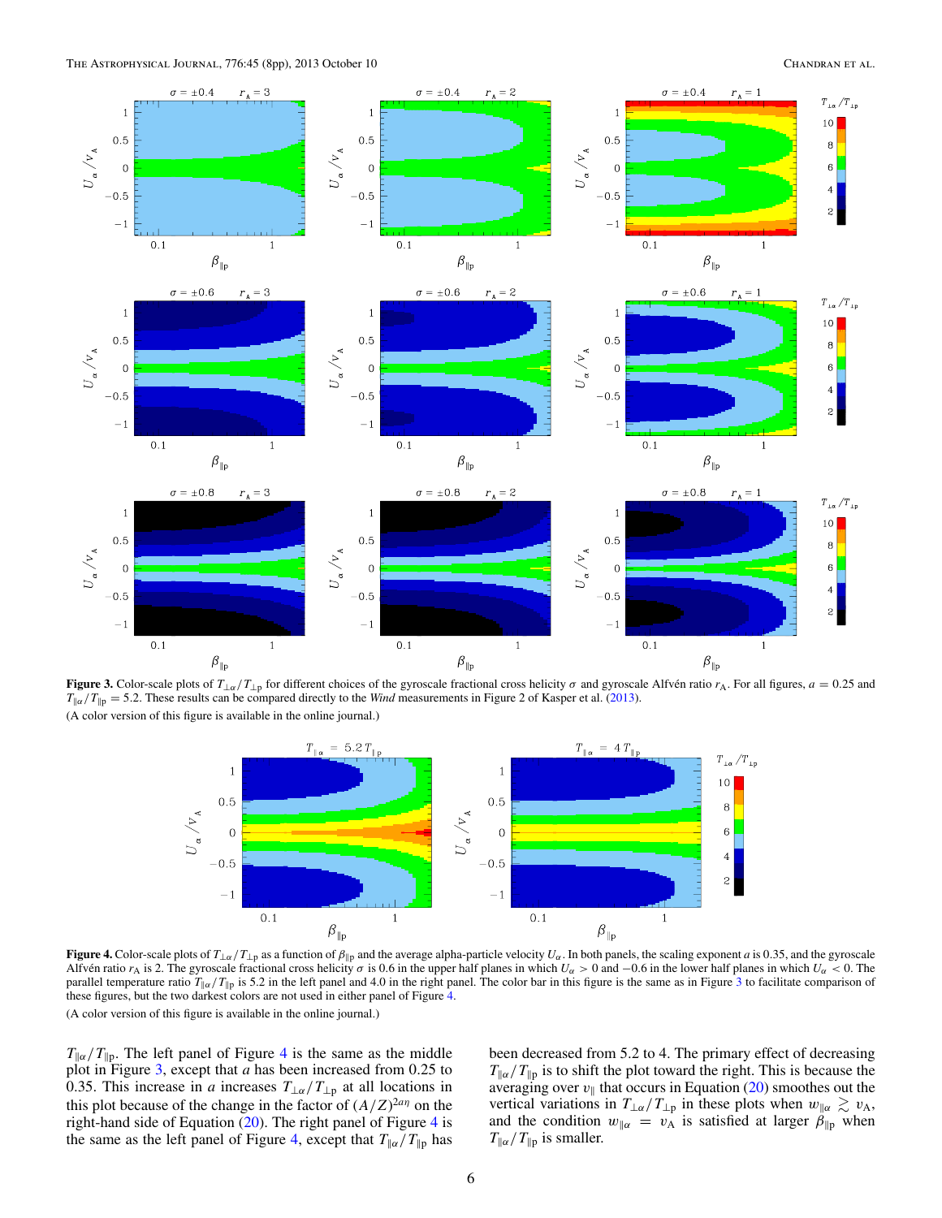**Figure 3.** Color-scale plots of $T_{\perp\alpha}/T_{\perp p}$ for different choices of the gyroscale fractional cross helicity $\sigma$ and gyroscale Alfvén ratio $r_A$. For all figures, $a = 0.25$ and $T_{\parallel\alpha}/T_{\parallel p} = 5.2$. These results can be compared directly to the *Wind* measurements in Figure 2 of Kasper et al. (2013).

(A color version of this figure is available in the online journal.)

**Figure 4.** Color-scale plots of $T_{\perp\alpha}/T_{\perp p}$ as a function of $\beta_{\parallel p}$ and the average alpha-particle velocity $U_\alpha$. In both panels, the scaling exponent $a$ is 0.35, and the gyroscale Alfvén ratio $r_A$ is 2. The gyroscale fractional cross helicity $\sigma$ is 0.6 in the upper half planes in which $U_\alpha > 0$ and $-0.6$ in the lower half planes in which $U_\alpha < 0$. The parallel temperature ratio $T_{\parallel\alpha}/T_{\parallel p}$ is 5.2 in the left panel and 4.0 in the right panel. The color bar in this figure is the same as in Figure 3 to facilitate comparison of these figures, but the two darkest colors are not used in either panel of Figure 4.

(A color version of this figure is available in the online journal.)

$T_{\parallel\alpha}/T_{\parallel p}$. The left panel of Figure 4 is the same as the middle plot in Figure 3, except that $a$ has been increased from 0.25 to 0.35. This increase in $a$ increases $T_{\perp\alpha}/T_{\perp p}$ at all locations in this plot because of the change in the factor of $(A/Z)^{2a\eta}$ on the right-hand side of Equation (20). The right panel of Figure 4 is the same as the left panel of Figure 4, except that $T_{\parallel\alpha}/T_{\parallel p}$ has been decreased from 5.2 to 4. The primary effect of decreasing $T_{\parallel\alpha}/T_{\parallel p}$ is to shift the plot toward the right. This is because the averaging over $v_\parallel$ that occurs in Equation (20) smoothes out the vertical variations in $T_{\perp\alpha}/T_{\perp p}$ in these plots when $w_{\parallel\alpha} \gtrsim v_A$, and the condition $w_{\parallel\alpha} = v_A$ is satisfied at larger $\beta_{\parallel p}$ when $T_{\parallel\alpha}/T_{\parallel p}$ is smaller.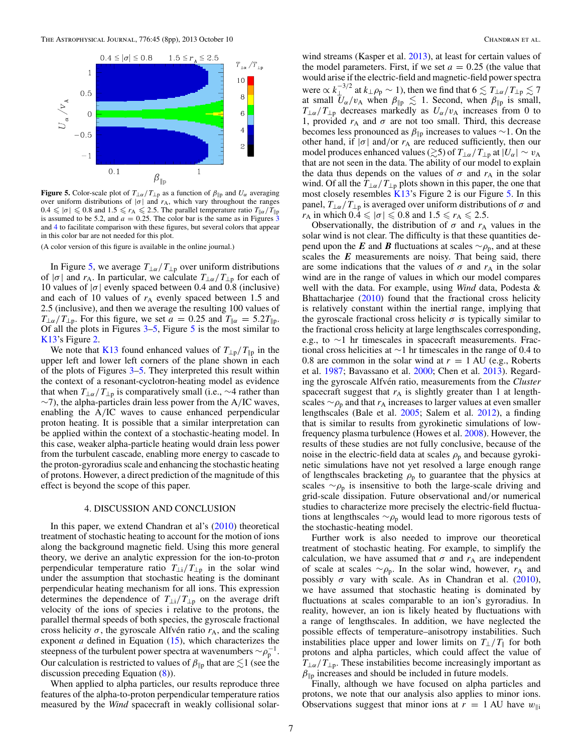**Figure 5.** Color-scale plot of $T_{\perp\alpha}/T_{\perp p}$ as a function of $\beta_{\parallel p}$ and $U_\alpha$ averaging over uniform distributions of $|\sigma|$ and $r_A$, which vary throughout the ranges $0.4 \leqslant |\sigma| \leqslant 0.8$ and $1.5 \leqslant r_A \leqslant 2.5$. The parallel temperature ratio $T_{\parallel\alpha}/T_{\parallel p}$ is assumed to be 5.2, and $a = 0.25$. The color bar is the same as in Figures 3 and 4 to facilitate comparison with these figures, but several colors that appear in this color bar are not needed for this plot.

(A color version of this figure is available in the online journal.)

In Figure 5, we average $T_{\perp\alpha}/T_{\perp p}$ over uniform distributions of $|\sigma|$ and $r_A$. In particular, we calculate $T_{\perp\alpha}/T_{\perp p}$ for each of 10 values of $|\sigma|$ evenly spaced between 0.4 and 0.8 (inclusive) and each of 10 values of $r_A$ evenly spaced between 1.5 and 2.5 (inclusive), and then we average the resulting 100 values of $T_{\perp\alpha}/T_{\perp p}$. For this figure, we set $a = 0.25$ and $T_{\parallel\alpha} = 5.2T_{\parallel p}$. Of all the plots in Figures 3–5, Figure 5 is the most similar to K13's Figure 2.

We note that K13 found enhanced values of $T_{\perp p}/T_{\parallel p}$ in the upper left and lower left corners of the plane shown in each of the plots of Figures 3–5. They interpreted this result within the context of a resonant-cyclotron-heating model as evidence that when $T_{\perp\alpha}/T_{\perp p}$ is comparatively small (i.e., $\sim$4 rather than $\sim$7), the alpha-particles drain less power from the A/IC waves, enabling the A/IC waves to cause enhanced perpendicular proton heating. It is possible that a similar interpretation can be applied within the context of a stochastic-heating model. In this case, weaker alpha-particle heating would drain less power from the turbulent cascade, enabling more energy to cascade to the proton-gyroradius scale and enhancing the stochastic heating of protons. However, a direct prediction of the magnitude of this effect is beyond the scope of this paper.

## 4. DISCUSSION AND CONCLUSION

In this paper, we extend Chandran et al's (2010) theoretical treatment of stochastic heating to account for the motion of ions along the background magnetic field. Using this more general theory, we derive an analytic expression for the ion-to-proton perpendicular temperature ratio $T_{\perp i}/T_{\perp p}$ in the solar wind under the assumption that stochastic heating is the dominant perpendicular heating mechanism for all ions. This expression determines the dependence of $T_{\perp i}/T_{\perp p}$ on the average drift velocity of the ions of species i relative to the protons, the parallel thermal speeds of both species, the gyroscale fractional cross helicity $\sigma$, the gyroscale Alfvén ratio $r_A$, and the scaling exponent $a$ defined in Equation (15), which characterizes the steepness of the turbulent power spectra at wavenumbers $\sim\rho_p^{-1}$. Our calculation is restricted to values of $\beta_{\parallel p}$ that are $\lesssim$1 (see the discussion preceding Equation (8)).

When applied to alpha particles, our results reproduce three features of the alpha-to-proton perpendicular temperature ratios measured by the *Wind* spacecraft in weakly collisional solar-wind streams (Kasper et al. 2013), at least for certain values of the model parameters. First, if we set $a = 0.25$ (the value that would arise if the electric-field and magnetic-field power spectra were $\propto k_\perp^{-3/2}$ at $k_\perp\rho_p \sim 1$), then we find that $6 \lesssim T_{\perp\alpha}/T_{\perp p} \lesssim 7$ at small $U_\alpha/v_A$ when $\beta_{\parallel p} \lesssim 1$. Second, when $\beta_{\parallel p}$ is small, $T_{\perp\alpha}/T_{\perp p}$ decreases markedly as $U_\alpha/v_A$ increases from 0 to 1, provided $r_A$ and $\sigma$ are not too small. Third, this decrease becomes less pronounced as $\beta_{\parallel p}$ increases to values $\sim$1. On the other hand, if $|\sigma|$ and/or $r_A$ are reduced sufficiently, then our model produces enhanced values ($\gtrsim$5) of $T_{\perp\alpha}/T_{\perp p}$ at $|U_\alpha| \sim v_A$ that are not seen in the data. The ability of our model to explain the data thus depends on the values of $\sigma$ and $r_A$ in the solar wind. Of all the $T_{\perp\alpha}/T_{\perp p}$ plots shown in this paper, the one that most closely resembles K13's Figure 2 is our Figure 5. In this panel, $T_{\perp\alpha}/T_{\perp p}$ is averaged over uniform distributions of $\sigma$ and $r_A$ in which $0.4 \leqslant |\sigma| \leqslant 0.8$ and $1.5 \leqslant r_A \leqslant 2.5$.

Observationally, the distribution of $\sigma$ and $r_A$ values in the solar wind is not clear. The difficulty is that these quantities depend upon the $\boldsymbol{E}$ and $\boldsymbol{B}$ fluctuations at scales $\sim\rho_p$, and at these scales the $\boldsymbol{E}$ measurements are noisy. That being said, there are some indications that the values of $\sigma$ and $r_A$ in the solar wind are in the range of values in which our model compares well with the data. For example, using *Wind* data, Podesta & Bhattacharjee (2010) found that the fractional cross helicity is relatively constant within the inertial range, implying that the gyroscale fractional cross helicity $\sigma$ is typically similar to the fractional cross helicity at large lengthscales corresponding, e.g., to $\sim$1 hr timescales in spacecraft measurements. Fractional cross helicities at $\sim$1 hr timescales in the range of 0.4 to 0.8 are common in the solar wind at $r = 1$ AU (e.g., Roberts et al. 1987; Bavassano et al. 2000; Chen et al. 2013). Regarding the gyroscale Alfvén ratio, measurements from the *Cluster* spacecraft suggest that $r_A$ is slightly greater than 1 at lengthscales $\sim\rho_p$ and that $r_A$ increases to larger values at even smaller lengthscales (Bale et al. 2005; Salem et al. 2012), a finding that is similar to results from gyrokinetic simulations of low-frequency plasma turbulence (Howes et al. 2008). However, the results of these studies are not fully conclusive, because of the noise in the electric-field data at scales $\rho_p$ and because gyrokinetic simulations have not yet resolved a large enough range of lengthscales bracketing $\rho_p$ to guarantee that the physics at scales $\sim\rho_p$ is insensitive to both the large-scale driving and grid-scale dissipation. Future observational and/or numerical studies to characterize more precisely the electric-field fluctuations at lengthscales $\sim\rho_p$ would lead to more rigorous tests of the stochastic-heating model.

Further work is also needed to improve our theoretical treatment of stochastic heating. For example, to simplify the calculation, we have assumed that $\sigma$ and $r_A$ are independent of scale at scales $\sim\rho_p$. In the solar wind, however, $r_A$ and possibly $\sigma$ vary with scale. As in Chandran et al. (2010), we have assumed that stochastic heating is dominated by fluctuations at scales comparable to an ion's gyroradius. In reality, however, an ion is likely heated by fluctuations with a range of lengthscales. In addition, we have neglected the possible effects of temperature–anisotropy instabilities. Such instabilities place upper and lower limits on $T_\perp/T_\parallel$ for both protons and alpha particles, which could affect the value of $T_{\perp\alpha}/T_{\perp p}$. These instabilities become increasingly important as $\beta_{\parallel p}$ increases and should be included in future models.

Finally, although we have focused on alpha particles and protons, we note that our analysis also applies to minor ions. Observations suggest that minor ions at $r = 1$ AU have $w_{\parallel i}$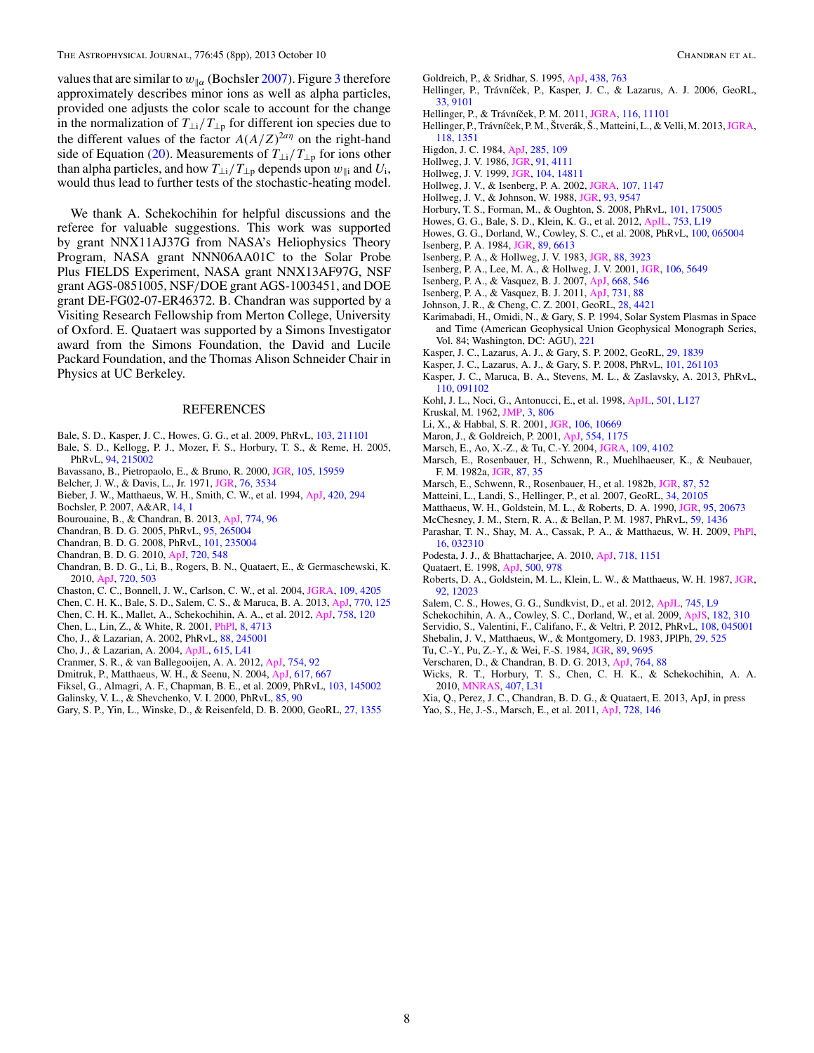values that are similar to $w_{\parallel\alpha}$ (Bochsler 2007). Figure 3 therefore approximately describes minor ions as well as alpha particles, provided one adjusts the color scale to account for the change in the normalization of $T_{\perp i}/T_{\perp p}$ for different ion species due to the different values of the factor $A(A/Z)^{2a\eta}$ on the right-hand side of Equation (20). Measurements of $T_{\perp i}/T_{\perp p}$ for ions other than alpha particles, and how $T_{\perp i}/T_{\perp p}$ depends upon $w_{\parallel i}$ and $U_i$, would thus lead to further tests of the stochastic-heating model.

We thank A. Schekochihin for helpful discussions and the referee for valuable suggestions. This work was supported by grant NNX11AJ37G from NASA's Heliophysics Theory Program, NASA grant NNN06AA01C to the Solar Probe Plus FIELDS Experiment, NASA grant NNX13AF97G, NSF grant AGS-0851005, NSF/DOE grant AGS-1003451, and DOE grant DE-FG02-07-ER46372. B. Chandran was supported by a Visiting Research Fellowship from Merton College, University of Oxford. E. Quataert was supported by a Simons Investigator award from the Simons Foundation, the David and Lucile Packard Foundation, and the Thomas Alison Schneider Chair in Physics at UC Berkeley.

## REFERENCES

Bale, S. D., Kasper, J. C., Howes, G. G., et al. 2009, PhRvL, 103, 211101
Bale, S. D., Kellogg, P. J., Mozer, F. S., Horbury, T. S., & Reme, H. 2005, PhRvL, 94, 215002
Bavassano, B., Pietropaolo, E., & Bruno, R. 2000, JGR, 105, 15959
Belcher, J. W., & Davis, L., Jr. 1971, JGR, 76, 3534
Bieber, J. W., Matthaeus, W. H., Smith, C. W., et al. 1994, ApJ, 420, 294
Bochsler, P. 2007, A&AR, 14, 1
Bourouaine, B., & Chandran, B. 2013, ApJ, 774, 96
Chandran, B. D. G. 2005, PhRvL, 95, 265004
Chandran, B. D. G. 2008, PhRvL, 101, 235004
Chandran, B. D. G. 2010, ApJ, 720, 548
Chandran, B. D. G., Li, B., Rogers, B. N., Quataert, E., & Germaschewski, K. 2010, ApJ, 720, 503
Chaston, C. C., Bonnell, J. W., Carlson, C. W., et al. 2004, JGRA, 109, 4205
Chen, C. H. K., Bale, S. D., Salem, C. S., & Maruca, B. A. 2013, ApJ, 770, 125
Chen, C. H. K., Mallet, A., Schekochihin, A. A., et al. 2012, ApJ, 758, 120
Chen, L., Lin, Z., & White, R. 2001, PhPl, 8, 4713
Cho, J., & Lazarian, A. 2002, PhRvL, 88, 245001
Cho, J., & Lazarian, A. 2004, ApJL, 615, L41
Cranmer, S. R., & van Ballegooijen, A. A. 2012, ApJ, 754, 92
Dmitruk, P., Matthaeus, W. H., & Seenu, N. 2004, ApJ, 617, 667
Fiksel, G., Almagri, A. F., Chapman, B. E., et al. 2009, PhRvL, 103, 145002
Galinsky, V. L., & Shevchenko, V. I. 2000, PhRvL, 85, 90
Gary, S. P., Yin, L., Winske, D., & Reisenfeld, D. B. 2000, GeoRL, 27, 1355
Goldreich, P., & Sridhar, S. 1995, ApJ, 438, 763
Hellinger, P., Trávníček, P., Kasper, J. C., & Lazarus, A. J. 2006, GeoRL, 33, 9101
Hellinger, P., & Trávníček, P. M. 2011, JGRA, 116, 11101
Hellinger, P., Trávníček, P. M., Štverák, Š., Matteini, L., & Velli, M. 2013, JGRA, 118, 1351
Higdon, J. C. 1984, ApJ, 285, 109
Hollweg, J. V. 1986, JGR, 91, 4111
Hollweg, J. V. 1999, JGR, 104, 14811
Hollweg, J. V., & Isenberg, P. A. 2002, JGRA, 107, 1147
Hollweg, J. V., & Johnson, W. 1988, JGR, 93, 9547
Horbury, T. S., Forman, M., & Oughton, S. 2008, PhRvL, 101, 175005
Howes, G. G., Bale, S. D., Klein, K. G., et al. 2012, ApJL, 753, L19
Howes, G. G., Dorland, W., Cowley, S. C., et al. 2008, PhRvL, 100, 065004
Isenberg, P. A. 1984, JGR, 89, 6613
Isenberg, P. A., & Hollweg, J. V. 1983, JGR, 88, 3923
Isenberg, P. A., Lee, M. A., & Hollweg, J. V. 2001, JGR, 106, 5649
Isenberg, P. A., & Vasquez, B. J. 2007, ApJ, 668, 546
Isenberg, P. A., & Vasquez, B. J. 2011, ApJ, 731, 88
Johnson, J. R., & Cheng, C. Z. 2001, GeoRL, 28, 4421
Karimabadi, H., Omidi, N., & Gary, S. P. 1994, Solar System Plasmas in Space and Time (American Geophysical Union Geophysical Monograph Series, Vol. 84; Washington, DC: AGU), 221
Kasper, J. C., Lazarus, A. J., & Gary, S. P. 2002, GeoRL, 29, 1839
Kasper, J. C., Lazarus, A. J., & Gary, S. P. 2008, PhRvL, 101, 261103
Kasper, J. C., Maruca, B. A., Stevens, M. L., & Zaslavsky, A. 2013, PhRvL, 110, 091102
Kohl, J. L., Noci, G., Antonucci, E., et al. 1998, ApJL, 501, L127
Kruskal, M. 1962, JMP, 3, 806
Li, X., & Habbal, S. R. 2001, JGR, 106, 10669
Maron, J., & Goldreich, P. 2001, ApJ, 554, 1175
Marsch, E., Ao, X.-Z., & Tu, C.-Y. 2004, JGRA, 109, 4102
Marsch, E., Rosenbauer, H., Schwenn, R., Muehlhaeuser, K., & Neubauer, F. M. 1982a, JGR, 87, 35
Marsch, E., Schwenn, R., Rosenbauer, H., et al. 1982b, JGR, 87, 52
Matteini, L., Landi, S., Hellinger, P., et al. 2007, GeoRL, 34, 20105
Matthaeus, W. H., Goldstein, M. L., & Roberts, D. A. 1990, JGR, 95, 20673
McChesney, J. M., Stern, R. A., & Bellan, P. M. 1987, PhRvL, 59, 1436
Parashar, T. N., Shay, M. A., Cassak, P. A., & Matthaeus, W. H. 2009, PhPl, 16, 032310
Podesta, J. J., & Bhattacharjee, A. 2010, ApJ, 718, 1151
Quataert, E. 1998, ApJ, 500, 978
Roberts, D. A., Goldstein, M. L., Klein, L. W., & Matthaeus, W. H. 1987, JGR, 92, 12023
Salem, C. S., Howes, G. G., Sundkvist, D., et al. 2012, ApJL, 745, L9
Schekochihin, A. A., Cowley, S. C., Dorland, W., et al. 2009, ApJS, 182, 310
Servidio, S., Valentini, F., Califano, F., & Veltri, P. 2012, PhRvL, 108, 045001
Shebalin, J. V., Matthaeus, W., & Montgomery, D. 1983, JPlPh, 29, 525
Tu, C.-Y., Pu, Z.-Y., & Wei, F.-S. 1984, JGR, 89, 9695
Verscharen, D., & Chandran, B. D. G. 2013, ApJ, 764, 88
Wicks, R. T., Horbury, T. S., Chen, C. H. K., & Schekochihin, A. A. 2010, MNRAS, 407, L31
Xia, Q., Perez, J. C., Chandran, B. D. G., & Quataert, E. 2013, ApJ, in press
Yao, S., He, J.-S., Marsch, E., et al. 2011, ApJ, 728, 146